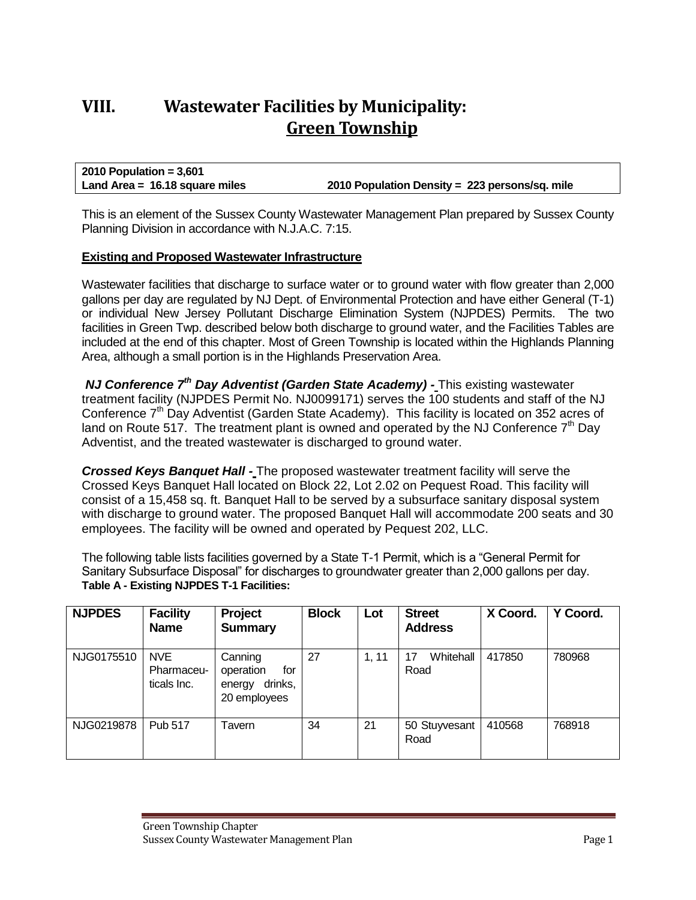# VIII. Wastewater Facilities by Municipality: Green Township

**2010 Population = 3,601**
**Land Area = 16.18 square miles** **2010 Population Density = 223 persons/sq. mile**

This is an element of the Sussex County Wastewater Management Plan prepared by Sussex County Planning Division in accordance with N.J.A.C. 7:15.

## Existing and Proposed Wastewater Infrastructure

Wastewater facilities that discharge to surface water or to ground water with flow greater than 2,000 gallons per day are regulated by NJ Dept. of Environmental Protection and have either General (T-1) or individual New Jersey Pollutant Discharge Elimination System (NJPDES) Permits. The two facilities in Green Twp. described below both discharge to ground water, and the Facilities Tables are included at the end of this chapter. Most of Green Township is located within the Highlands Planning Area, although a small portion is in the Highlands Preservation Area.

***NJ Conference 7th Day Adventist (Garden State Academy) -*** This existing wastewater treatment facility (NJPDES Permit No. NJ0099171) serves the 100 students and staff of the NJ Conference 7th Day Adventist (Garden State Academy). This facility is located on 352 acres of land on Route 517. The treatment plant is owned and operated by the NJ Conference 7th Day Adventist, and the treated wastewater is discharged to ground water.

***Crossed Keys Banquet Hall -*** The proposed wastewater treatment facility will serve the Crossed Keys Banquet Hall located on Block 22, Lot 2.02 on Pequest Road. This facility will consist of a 15,458 sq. ft. Banquet Hall to be served by a subsurface sanitary disposal system with discharge to ground water. The proposed Banquet Hall will accommodate 200 seats and 30 employees. The facility will be owned and operated by Pequest 202, LLC.

The following table lists facilities governed by a State T-1 Permit, which is a "General Permit for Sanitary Subsurface Disposal" for discharges to groundwater greater than 2,000 gallons per day.

**Table A - Existing NJPDES T-1 Facilities:**

| NJPDES | Facility Name | Project Summary | Block | Lot | Street Address | X Coord. | Y Coord. |
|---|---|---|---|---|---|---|---|
| NJG0175510 | NVE Pharmaceuticals Inc. | Canning operation for energy drinks, 20 employees | 27 | 1, 11 | 17 Whitehall Road | 417850 | 780968 |
| NJG0219878 | Pub 517 | Tavern | 34 | 21 | 50 Stuyvesant Road | 410568 | 768918 |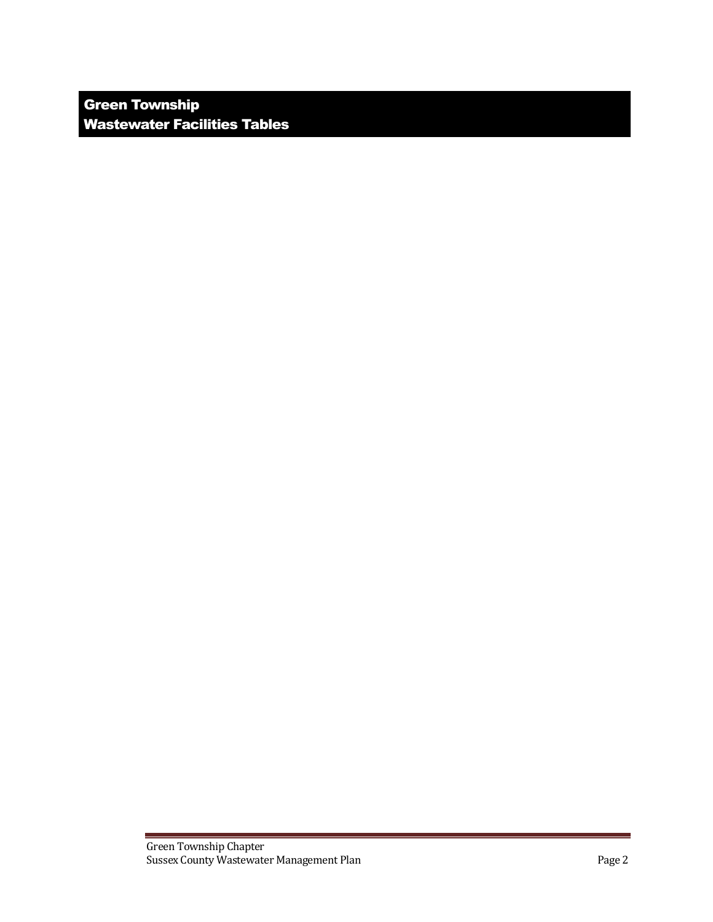# Green Township
## Wastewater Facilities Tables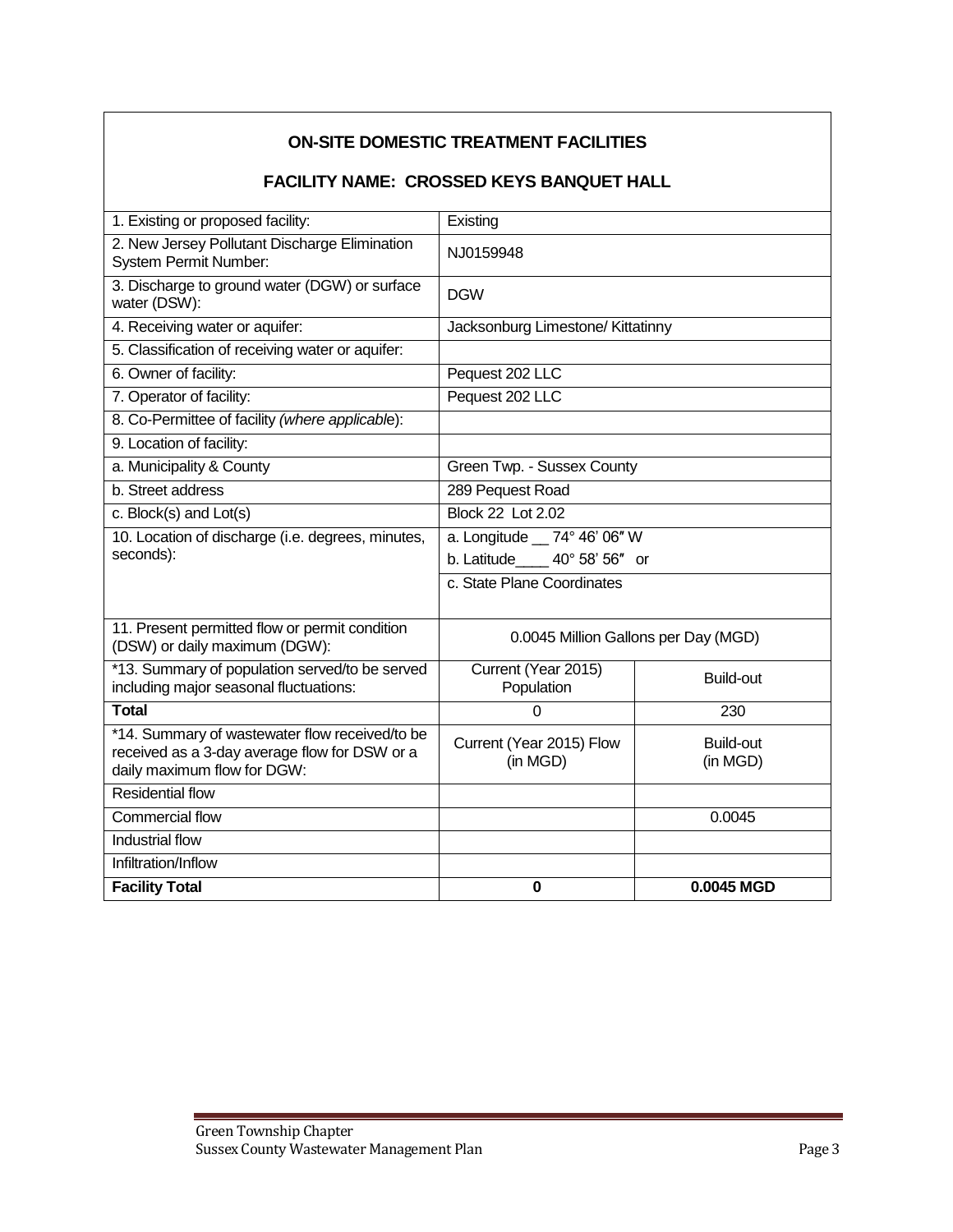## ON-SITE DOMESTIC TREATMENT FACILITIES

## FACILITY NAME: CROSSED KEYS BANQUET HALL

| | | |
|---|---|---|
| 1. Existing or proposed facility: | Existing | |
| 2. New Jersey Pollutant Discharge Elimination System Permit Number: | NJ0159948 | |
| 3. Discharge to ground water (DGW) or surface water (DSW): | DGW | |
| 4. Receiving water or aquifer: | Jacksonburg Limestone/ Kittatinny | |
| 5. Classification of receiving water or aquifer: | | |
| 6. Owner of facility: | Pequest 202 LLC | |
| 7. Operator of facility: | Pequest 202 LLC | |
| 8. Co-Permittee of facility *(where applicable)*: | | |
| 9. Location of facility: | | |
| a. Municipality & County | Green Twp. - Sussex County | |
| b. Street address | 289 Pequest Road | |
| c. Block(s) and Lot(s) | Block 22 Lot 2.02 | |
| 10. Location of discharge (i.e. degrees, minutes, seconds): | a. Longitude __ 74° 46' 06″ W<br>b. Latitude____ 40° 58' 56″ or<br>c. State Plane Coordinates | |
| 11. Present permitted flow or permit condition (DSW) or daily maximum (DGW): | 0.0045 Million Gallons per Day (MGD) | |
| *13. Summary of population served/to be served including major seasonal fluctuations: | Current (Year 2015) Population | Build-out |
| **Total** | 0 | 230 |
| *14. Summary of wastewater flow received/to be received as a 3-day average flow for DSW or a daily maximum flow for DGW: | Current (Year 2015) Flow (in MGD) | Build-out (in MGD) |
| Residential flow | | |
| Commercial flow | | 0.0045 |
| Industrial flow | | |
| Infiltration/Inflow | | |
| **Facility Total** | **0** | **0.0045 MGD** |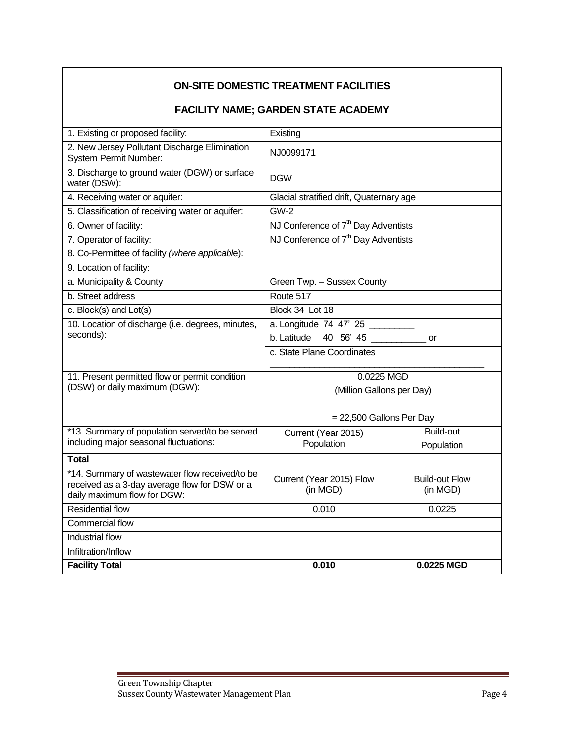# ON-SITE DOMESTIC TREATMENT FACILITIES

## FACILITY NAME; GARDEN STATE ACADEMY

| | | |
|---|---|---|
| 1. Existing or proposed facility: | Existing | |
| 2. New Jersey Pollutant Discharge Elimination System Permit Number: | NJ0099171 | |
| 3. Discharge to ground water (DGW) or surface water (DSW): | DGW | |
| 4. Receiving water or aquifer: | Glacial stratified drift, Quaternary age | |
| 5. Classification of receiving water or aquifer: | GW-2 | |
| 6. Owner of facility: | NJ Conference of 7th Day Adventists | |
| 7. Operator of facility: | NJ Conference of 7th Day Adventists | |
| 8. Co-Permittee of facility *(where applicable*): | | |
| 9. Location of facility: | | |
| a. Municipality & County | Green Twp. – Sussex County | |
| b. Street address | Route 517 | |
| c. Block(s) and Lot(s) | Block 34 Lot 18 | |
| 10. Location of discharge (i.e. degrees, minutes, seconds): | a. Longitude 74 47' 25 ________<br>b. Latitude 40 56' 45 __________ or<br>c. State Plane Coordinates<br>________________________________________ | |
| 11. Present permitted flow or permit condition (DSW) or daily maximum (DGW): | 0.0225 MGD<br>(Million Gallons per Day)<br><br>= 22,500 Gallons Per Day | |
| *13. Summary of population served/to be served including major seasonal fluctuations: | Current (Year 2015) Population | Build-out Population |
| **Total** | | |
| *14. Summary of wastewater flow received/to be received as a 3-day average flow for DSW or a daily maximum flow for DGW: | Current (Year 2015) Flow (in MGD) | Build-out Flow (in MGD) |
| Residential flow | 0.010 | 0.0225 |
| Commercial flow | | |
| Industrial flow | | |
| Infiltration/Inflow | | |
| **Facility Total** | **0.010** | **0.0225 MGD** |